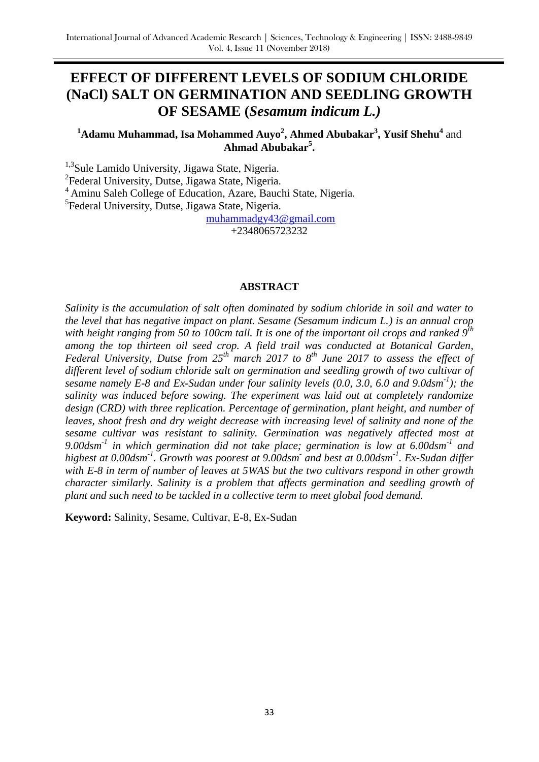# EFFECT OF DIFFERENT LEVELS OF SODIUM CHLORIDE (NaCl) SALT ON GERMINATION AND SEEDLING GROWTH OF SESAME (*Sesamum indicum L.)*

**[1]Adamu Muhammad, Isa Mohammed Auyo[2], Ahmed Abubakar[3], Yusif Shehu[4]** and **Ahmad Abubakar[5].**

[1,3]Sule Lamido University, Jigawa State, Nigeria.
[2]Federal University, Dutse, Jigawa State, Nigeria.
[4]Aminu Saleh College of Education, Azare, Bauchi State, Nigeria.
[5]Federal University, Dutse, Jigawa State, Nigeria.

muhammadgy43@gmail.com
+2348065723232

## ABSTRACT

*Salinity is the accumulation of salt often dominated by sodium chloride in soil and water to the level that has negative impact on plant. Sesame (Sesamum indicum L.) is an annual crop with height ranging from 50 to 100cm tall. It is one of the important oil crops and ranked 9$^{th}$ among the top thirteen oil seed crop. A field trail was conducted at Botanical Garden, Federal University, Dutse from 25$^{th}$ march 2017 to 8$^{th}$ June 2017 to assess the effect of different level of sodium chloride salt on germination and seedling growth of two cultivar of sesame namely E-8 and Ex-Sudan under four salinity levels (0.0, 3.0, 6.0 and 9.0dsm$^{-1}$); the salinity was induced before sowing. The experiment was laid out at completely randomize design (CRD) with three replication. Percentage of germination, plant height, and number of leaves, shoot fresh and dry weight decrease with increasing level of salinity and none of the sesame cultivar was resistant to salinity. Germination was negatively affected most at 9.00dsm$^{-1}$ in which germination did not take place; germination is low at 6.00dsm$^{-1}$ and highest at 0.00dsm$^{-1}$. Growth was poorest at 9.00dsm$^{-}$ and best at 0.00dsm$^{-1}$. Ex-Sudan differ with E-8 in term of number of leaves at 5WAS but the two cultivars respond in other growth character similarly. Salinity is a problem that affects germination and seedling growth of plant and such need to be tackled in a collective term to meet global food demand.*

**Keyword:** Salinity, Sesame, Cultivar, E-8, Ex-Sudan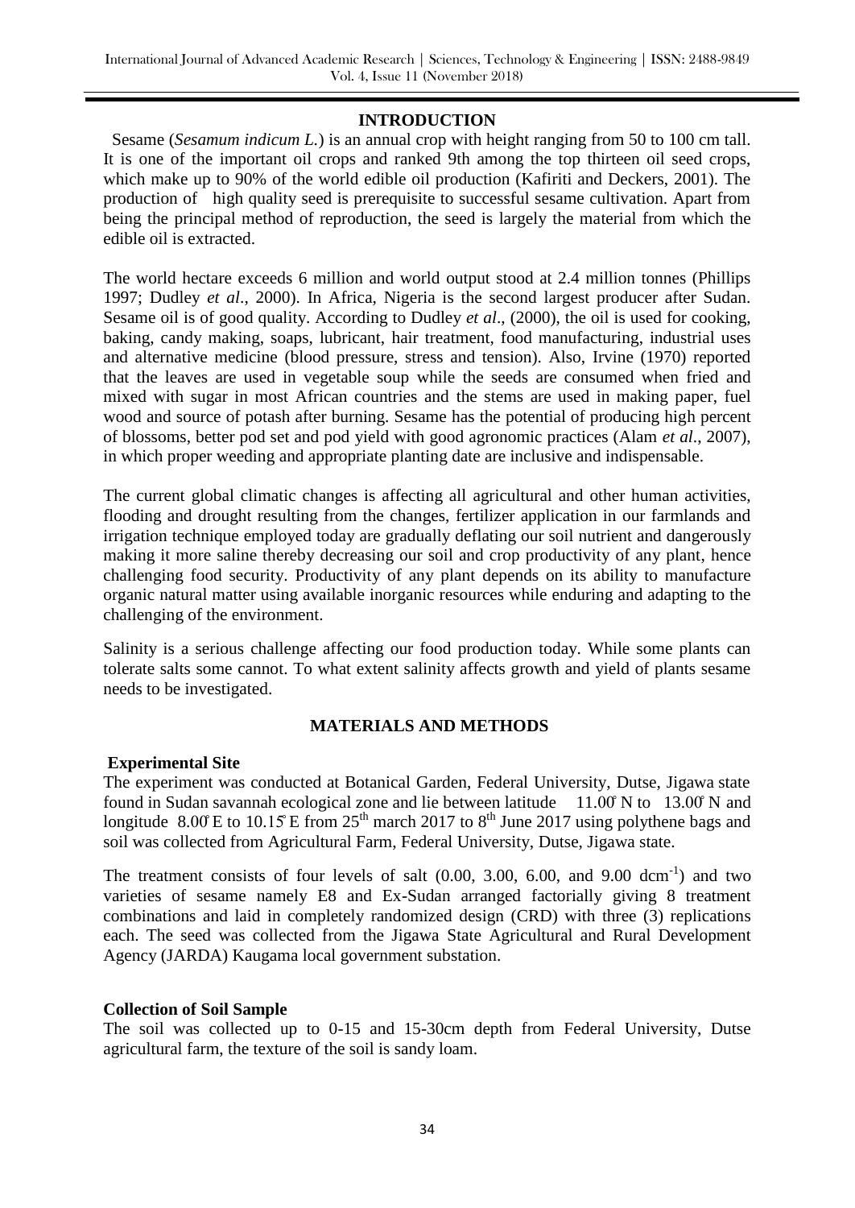## INTRODUCTION

Sesame (*Sesamum indicum L.*) is an annual crop with height ranging from 50 to 100 cm tall. It is one of the important oil crops and ranked 9th among the top thirteen oil seed crops, which make up to 90% of the world edible oil production (Kafiriti and Deckers, 2001). The production of high quality seed is prerequisite to successful sesame cultivation. Apart from being the principal method of reproduction, the seed is largely the material from which the edible oil is extracted.

The world hectare exceeds 6 million and world output stood at 2.4 million tonnes (Phillips 1997; Dudley *et al*., 2000). In Africa, Nigeria is the second largest producer after Sudan. Sesame oil is of good quality. According to Dudley *et al*., (2000), the oil is used for cooking, baking, candy making, soaps, lubricant, hair treatment, food manufacturing, industrial uses and alternative medicine (blood pressure, stress and tension). Also, Irvine (1970) reported that the leaves are used in vegetable soup while the seeds are consumed when fried and mixed with sugar in most African countries and the stems are used in making paper, fuel wood and source of potash after burning. Sesame has the potential of producing high percent of blossoms, better pod set and pod yield with good agronomic practices (Alam *et al*., 2007), in which proper weeding and appropriate planting date are inclusive and indispensable.

The current global climatic changes is affecting all agricultural and other human activities, flooding and drought resulting from the changes, fertilizer application in our farmlands and irrigation technique employed today are gradually deflating our soil nutrient and dangerously making it more saline thereby decreasing our soil and crop productivity of any plant, hence challenging food security. Productivity of any plant depends on its ability to manufacture organic natural matter using available inorganic resources while enduring and adapting to the challenging of the environment.

Salinity is a serious challenge affecting our food production today. While some plants can tolerate salts some cannot. To what extent salinity affects growth and yield of plants sesame needs to be investigated.

## MATERIALS AND METHODS

### Experimental Site

The experiment was conducted at Botanical Garden, Federal University, Dutse, Jigawa state found in Sudan savannah ecological zone and lie between latitude 11.00̊ N to 13.00̊ N and longitude 8.00̊ E to 10.15̊ E from 25th march 2017 to 8th June 2017 using polythene bags and soil was collected from Agricultural Farm, Federal University, Dutse, Jigawa state.

The treatment consists of four levels of salt (0.00, 3.00, 6.00, and 9.00 $dcm^{-1}$) and two varieties of sesame namely E8 and Ex-Sudan arranged factorially giving 8 treatment combinations and laid in completely randomized design (CRD) with three (3) replications each. The seed was collected from the Jigawa State Agricultural and Rural Development Agency (JARDA) Kaugama local government substation.

### Collection of Soil Sample

The soil was collected up to 0-15 and 15-30cm depth from Federal University, Dutse agricultural farm, the texture of the soil is sandy loam.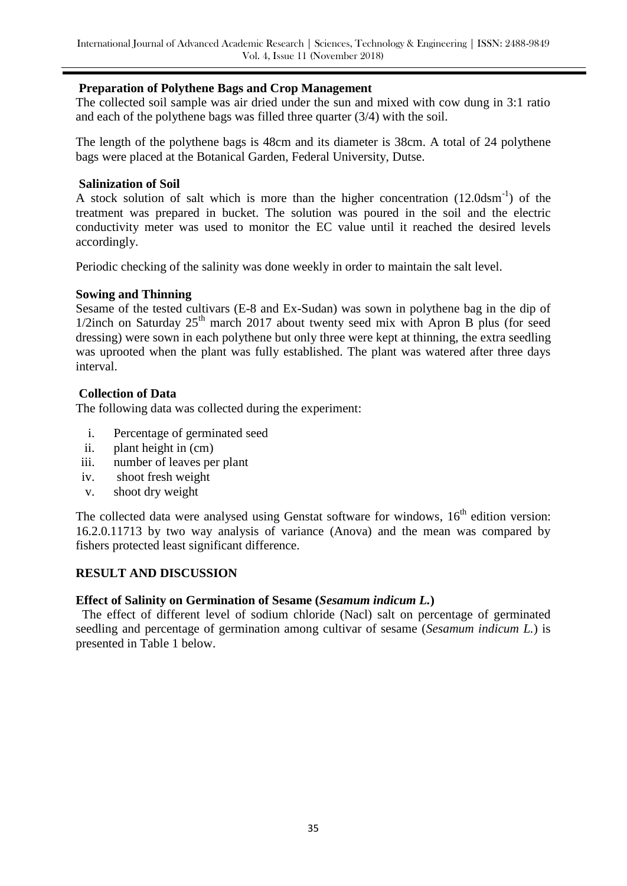**Preparation of Polythene Bags and Crop Management**

The collected soil sample was air dried under the sun and mixed with cow dung in 3:1 ratio and each of the polythene bags was filled three quarter (3/4) with the soil.

The length of the polythene bags is 48cm and its diameter is 38cm. A total of 24 polythene bags were placed at the Botanical Garden, Federal University, Dutse.

**Salinization of Soil**

A stock solution of salt which is more than the higher concentration ($12.0dsm^{-1}$) of the treatment was prepared in bucket. The solution was poured in the soil and the electric conductivity meter was used to monitor the EC value until it reached the desired levels accordingly.

Periodic checking of the salinity was done weekly in order to maintain the salt level.

**Sowing and Thinning**

Sesame of the tested cultivars (E-8 and Ex-Sudan) was sown in polythene bag in the dip of 1/2inch on Saturday 25$^{th}$ march 2017 about twenty seed mix with Apron B plus (for seed dressing) were sown in each polythene but only three were kept at thinning, the extra seedling was uprooted when the plant was fully established. The plant was watered after three days interval.

**Collection of Data**

The following data was collected during the experiment:

i. Percentage of germinated seed
ii. plant height in (cm)
iii. number of leaves per plant
iv. shoot fresh weight
v. shoot dry weight

The collected data were analysed using Genstat software for windows, 16$^{th}$ edition version: 16.2.0.11713 by two way analysis of variance (Anova) and the mean was compared by fishers protected least significant difference.

## RESULT AND DISCUSSION

**Effect of Salinity on Germination of Sesame (*Sesamum indicum L.*)**

The effect of different level of sodium chloride (Nacl) salt on percentage of germinated seedling and percentage of germination among cultivar of sesame (*Sesamum indicum L.*) is presented in Table 1 below.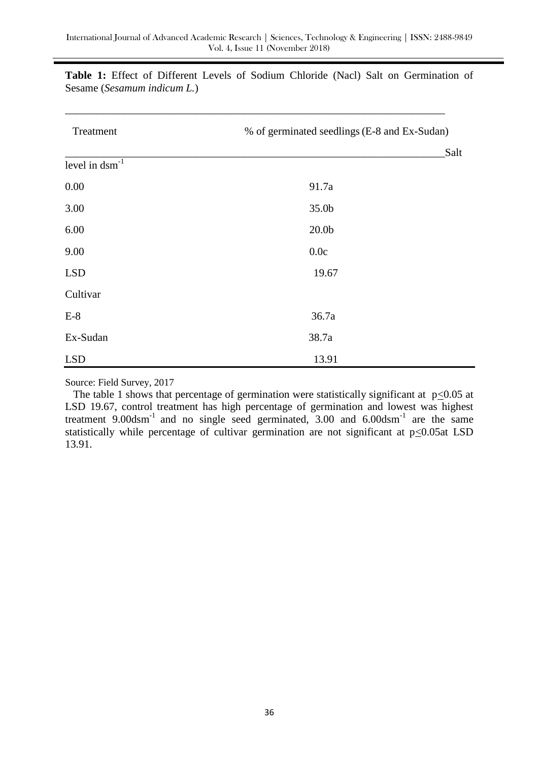**Table 1:** Effect of Different Levels of Sodium Chloride (Nacl) Salt on Germination of Sesame (*Sesamum indicum L.*)

| Treatment | % of germinated seedlings (E-8 and Ex-Sudan) |
|---|---|
| Salt level in $dsm^{-1}$ | |
| 0.00 | 91.7a |
| 3.00 | 35.0b |
| 6.00 | 20.0b |
| 9.00 | 0.0c |
| LSD | 19.67 |
| Cultivar | |
| E-8 | 36.7a |
| Ex-Sudan | 38.7a |
| LSD | 13.91 |

Source: Field Survey, 2017

The table 1 shows that percentage of germination were statistically significant at $p \leq 0.05$ at LSD 19.67, control treatment has high percentage of germination and lowest was highest treatment 9.00$dsm^{-1}$ and no single seed germinated, 3.00 and 6.00$dsm^{-1}$ are the same statistically while percentage of cultivar germination are not significant at $p \leq 0.05$at LSD 13.91.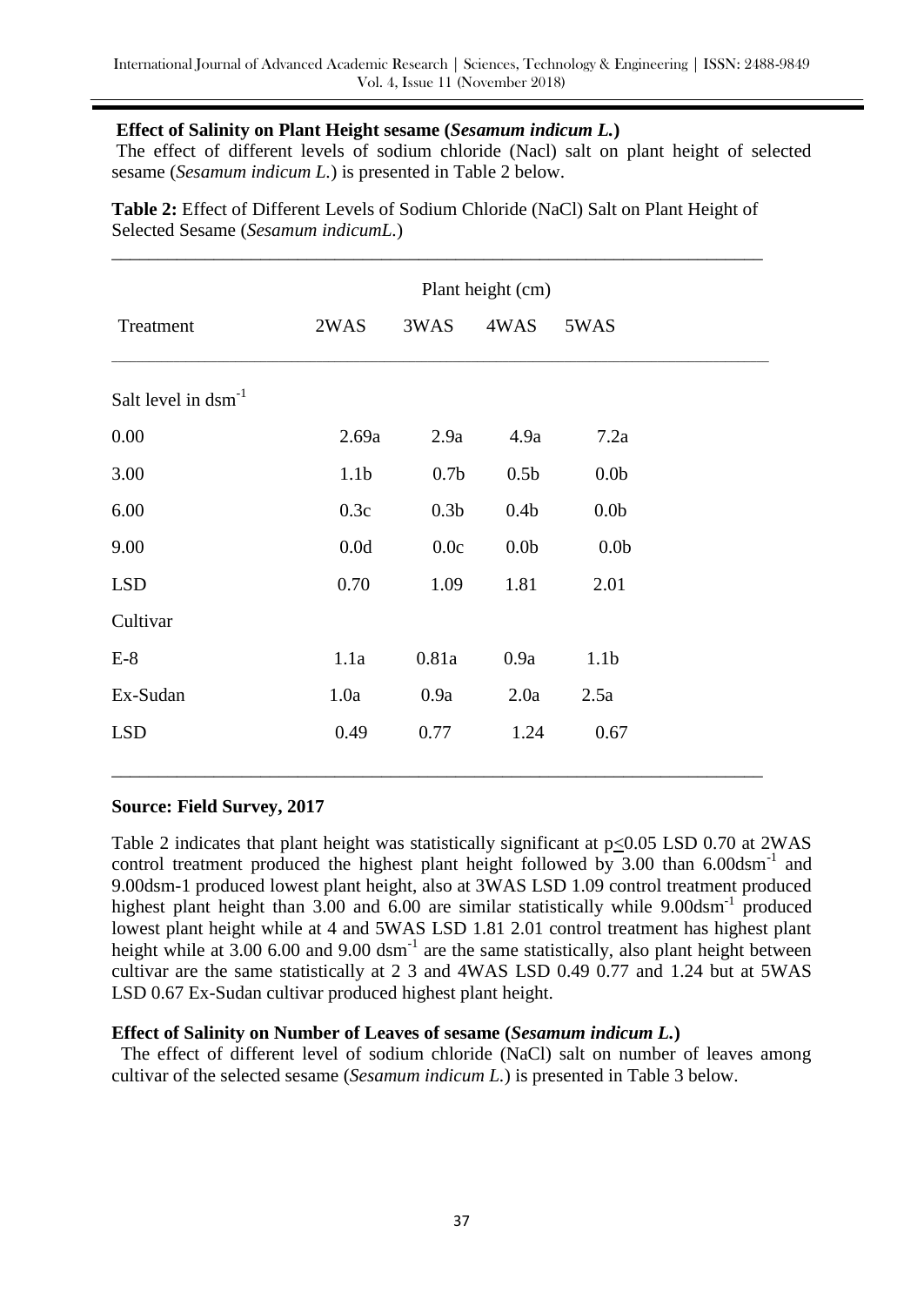### Effect of Salinity on Plant Height sesame (*Sesamum indicum L.*)

The effect of different levels of sodium chloride (Nacl) salt on plant height of selected sesame (*Sesamum indicum L.*) is presented in Table 2 below.

**Table 2:** Effect of Different Levels of Sodium Chloride (NaCl) Salt on Plant Height of Selected Sesame (*Sesamum indicumL.*)

| | Plant height (cm) | | | |
|---|---|---|---|---|
| Treatment | 2WAS | 3WAS | 4WAS | 5WAS |
| Salt level in $dsm^{-1}$ | | | | |
| 0.00 | 2.69a | 2.9a | 4.9a | 7.2a |
| 3.00 | 1.1b | 0.7b | 0.5b | 0.0b |
| 6.00 | 0.3c | 0.3b | 0.4b | 0.0b |
| 9.00 | 0.0d | 0.0c | 0.0b | 0.0b |
| LSD | 0.70 | 1.09 | 1.81 | 2.01 |
| Cultivar | | | | |
| E-8 | 1.1a | 0.81a | 0.9a | 1.1b |
| Ex-Sudan | 1.0a | 0.9a | 2.0a | 2.5a |
| LSD | 0.49 | 0.77 | 1.24 | 0.67 |

**Source: Field Survey, 2017**

Table 2 indicates that plant height was statistically significant at $p \leq 0.05$ LSD 0.70 at 2WAS control treatment produced the highest plant height followed by 3.00 than 6.00$dsm^{-1}$ and 9.00dsm-1 produced lowest plant height, also at 3WAS LSD 1.09 control treatment produced highest plant height than 3.00 and 6.00 are similar statistically while 9.00$dsm^{-1}$ produced lowest plant height while at 4 and 5WAS LSD 1.81 2.01 control treatment has highest plant height while at 3.00 6.00 and 9.00 $dsm^{-1}$ are the same statistically, also plant height between cultivar are the same statistically at 2 3 and 4WAS LSD 0.49 0.77 and 1.24 but at 5WAS LSD 0.67 Ex-Sudan cultivar produced highest plant height.

### Effect of Salinity on Number of Leaves of sesame (*Sesamum indicum L.*)

The effect of different level of sodium chloride (NaCl) salt on number of leaves among cultivar of the selected sesame (*Sesamum indicum L.*) is presented in Table 3 below.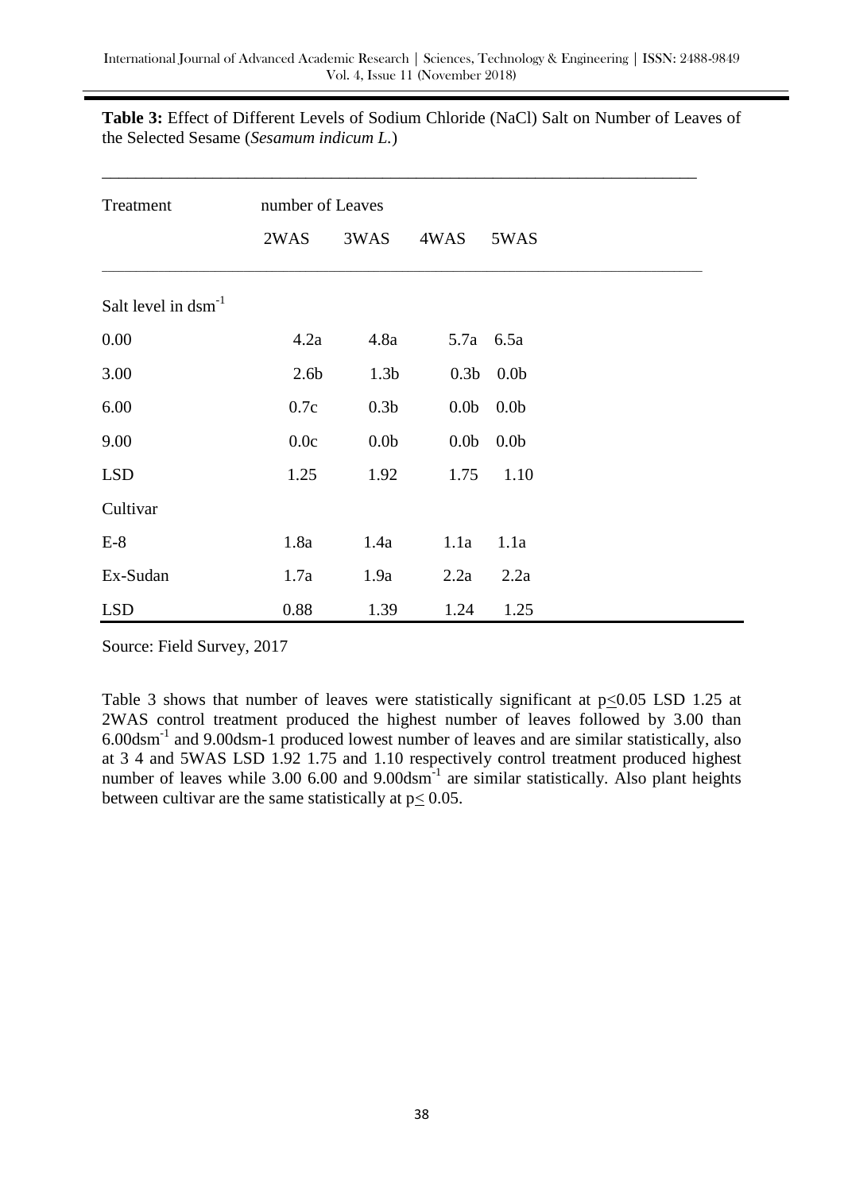**Table 3:** Effect of Different Levels of Sodium Chloride (NaCl) Salt on Number of Leaves of the Selected Sesame (*Sesamum indicum L.*)

| Treatment | number of Leaves | | | |
|---|---|---|---|---|
| | 2WAS | 3WAS | 4WAS | 5WAS |
| Salt level in $dsm^{-1}$ | | | | |
| 0.00 | 4.2a | 4.8a | 5.7a | 6.5a |
| 3.00 | 2.6b | 1.3b | 0.3b | 0.0b |
| 6.00 | 0.7c | 0.3b | 0.0b | 0.0b |
| 9.00 | 0.0c | 0.0b | 0.0b | 0.0b |
| LSD | 1.25 | 1.92 | 1.75 | 1.10 |
| Cultivar | | | | |
| E-8 | 1.8a | 1.4a | 1.1a | 1.1a |
| Ex-Sudan | 1.7a | 1.9a | 2.2a | 2.2a |
| LSD | 0.88 | 1.39 | 1.24 | 1.25 |

Source: Field Survey, 2017

Table 3 shows that number of leaves were statistically significant at $p \leq 0.05$ LSD 1.25 at 2WAS control treatment produced the highest number of leaves followed by 3.00 than 6.00$dsm^{-1}$ and 9.00dsm-1 produced lowest number of leaves and are similar statistically, also at 3 4 and 5WAS LSD 1.92 1.75 and 1.10 respectively control treatment produced highest number of leaves while 3.00 6.00 and 9.00$dsm^{-1}$ are similar statistically. Also plant heights between cultivar are the same statistically at $p \leq 0.05$.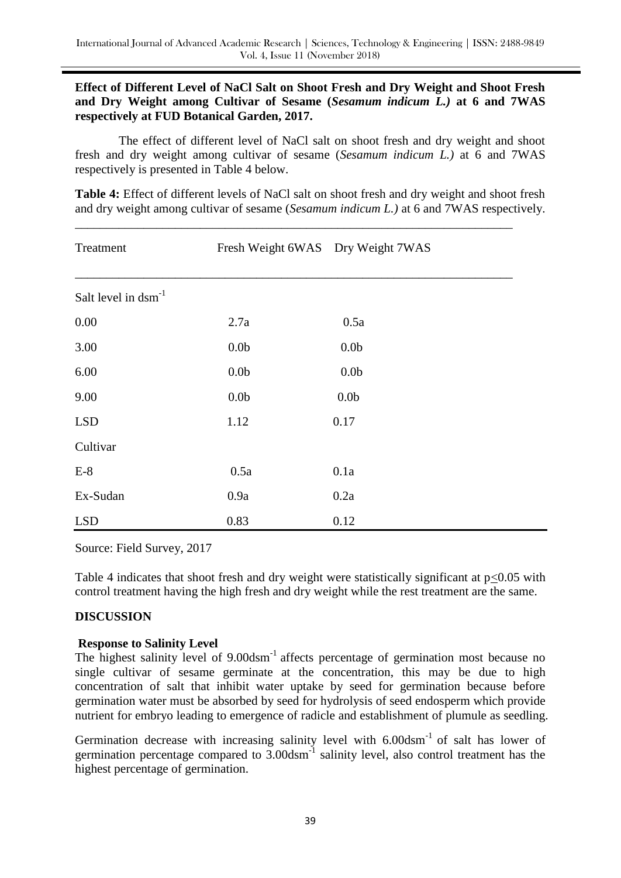**Effect of Different Level of NaCl Salt on Shoot Fresh and Dry Weight and Shoot Fresh and Dry Weight among Cultivar of Sesame (*Sesamum indicum L.)* at 6 and 7WAS respectively at FUD Botanical Garden, 2017.**

The effect of different level of NaCl salt on shoot fresh and dry weight and shoot fresh and dry weight among cultivar of sesame (*Sesamum indicum L.)* at 6 and 7WAS respectively is presented in Table 4 below.

**Table 4:** Effect of different levels of NaCl salt on shoot fresh and dry weight and shoot fresh and dry weight among cultivar of sesame (*Sesamum indicum L.)* at 6 and 7WAS respectively.

| Treatment | Fresh Weight 6WAS | Dry Weight 7WAS |
|---|---|---|
| Salt level in $dsm^{-1}$ | | |
| 0.00 | 2.7a | 0.5a |
| 3.00 | 0.0b | 0.0b |
| 6.00 | 0.0b | 0.0b |
| 9.00 | 0.0b | 0.0b |
| LSD | 1.12 | 0.17 |
| Cultivar | | |
| E-8 | 0.5a | 0.1a |
| Ex-Sudan | 0.9a | 0.2a |
| LSD | 0.83 | 0.12 |

Source: Field Survey, 2017

Table 4 indicates that shoot fresh and dry weight were statistically significant at $p \leq 0.05$ with control treatment having the high fresh and dry weight while the rest treatment are the same.

## DISCUSSION

### Response to Salinity Level

The highest salinity level of 9.00$dsm^{-1}$ affects percentage of germination most because no single cultivar of sesame germinate at the concentration, this may be due to high concentration of salt that inhibit water uptake by seed for germination because before germination water must be absorbed by seed for hydrolysis of seed endosperm which provide nutrient for embryo leading to emergence of radicle and establishment of plumule as seedling.

Germination decrease with increasing salinity level with 6.00$dsm^{-1}$ of salt has lower of germination percentage compared to 3.00$dsm^{-1}$ salinity level, also control treatment has the highest percentage of germination.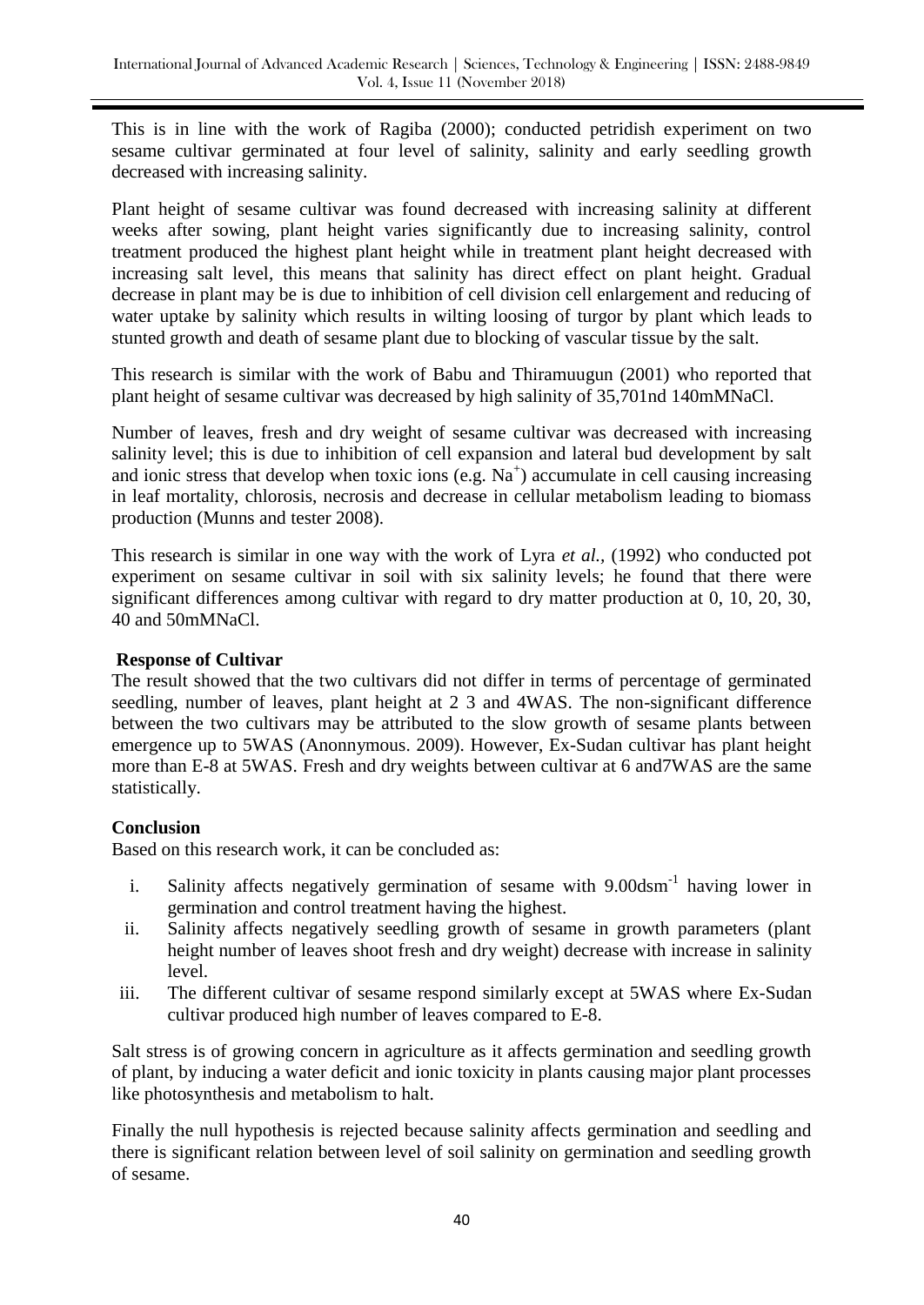This is in line with the work of Ragiba (2000); conducted petridish experiment on two sesame cultivar germinated at four level of salinity, salinity and early seedling growth decreased with increasing salinity.

Plant height of sesame cultivar was found decreased with increasing salinity at different weeks after sowing, plant height varies significantly due to increasing salinity, control treatment produced the highest plant height while in treatment plant height decreased with increasing salt level, this means that salinity has direct effect on plant height. Gradual decrease in plant may be is due to inhibition of cell division cell enlargement and reducing of water uptake by salinity which results in wilting loosing of turgor by plant which leads to stunted growth and death of sesame plant due to blocking of vascular tissue by the salt.

This research is similar with the work of Babu and Thiramuugun (2001) who reported that plant height of sesame cultivar was decreased by high salinity of 35,701nd 140mMNaCl.

Number of leaves, fresh and dry weight of sesame cultivar was decreased with increasing salinity level; this is due to inhibition of cell expansion and lateral bud development by salt and ionic stress that develop when toxic ions (e.g. $Na^+$) accumulate in cell causing increasing in leaf mortality, chlorosis, necrosis and decrease in cellular metabolism leading to biomass production (Munns and tester 2008).

This research is similar in one way with the work of Lyra *et al.,* (1992) who conducted pot experiment on sesame cultivar in soil with six salinity levels; he found that there were significant differences among cultivar with regard to dry matter production at 0, 10, 20, 30, 40 and 50mMNaCl.

**Response of Cultivar**

The result showed that the two cultivars did not differ in terms of percentage of germinated seedling, number of leaves, plant height at 2 3 and 4WAS. The non-significant difference between the two cultivars may be attributed to the slow growth of sesame plants between emergence up to 5WAS (Anonnymous. 2009). However, Ex-Sudan cultivar has plant height more than E-8 at 5WAS. Fresh and dry weights between cultivar at 6 and7WAS are the same statistically.

**Conclusion**

Based on this research work, it can be concluded as:

i. Salinity affects negatively germination of sesame with 9.00dsm$^{-1}$ having lower in germination and control treatment having the highest.
ii. Salinity affects negatively seedling growth of sesame in growth parameters (plant height number of leaves shoot fresh and dry weight) decrease with increase in salinity level.
iii. The different cultivar of sesame respond similarly except at 5WAS where Ex-Sudan cultivar produced high number of leaves compared to E-8.

Salt stress is of growing concern in agriculture as it affects germination and seedling growth of plant, by inducing a water deficit and ionic toxicity in plants causing major plant processes like photosynthesis and metabolism to halt.

Finally the null hypothesis is rejected because salinity affects germination and seedling and there is significant relation between level of soil salinity on germination and seedling growth of sesame.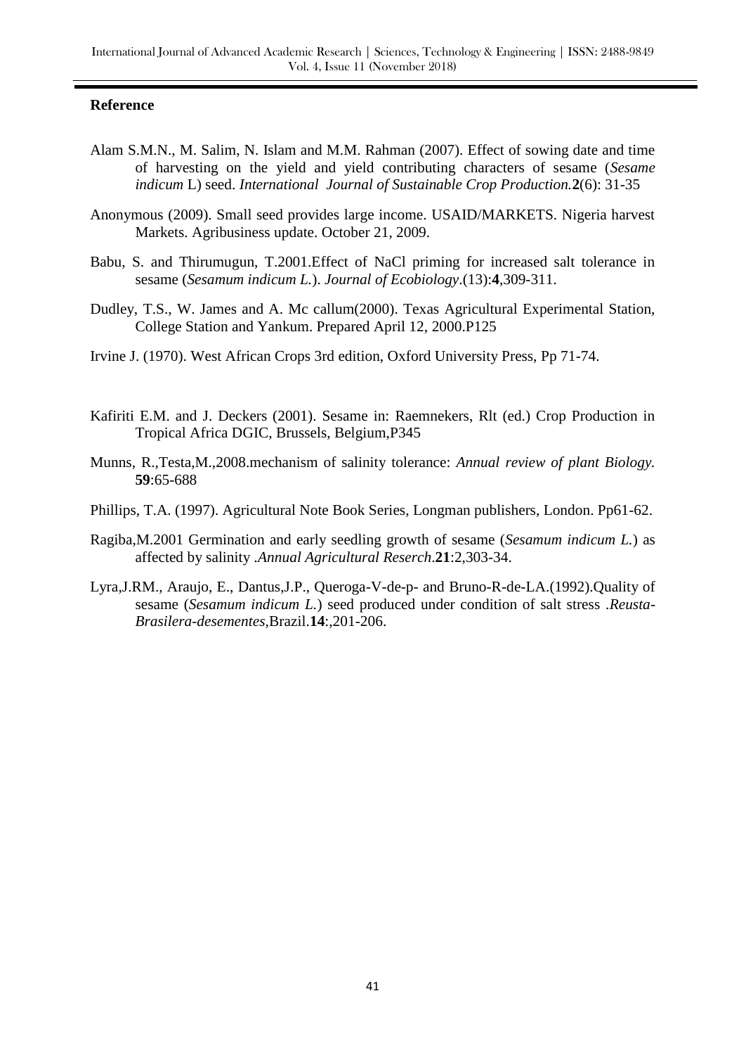## Reference

Alam S.M.N., M. Salim, N. Islam and M.M. Rahman (2007). Effect of sowing date and time of harvesting on the yield and yield contributing characters of sesame (*Sesame indicum* L) seed. *International Journal of Sustainable Crop Production.* **2**(6): 31-35

Anonymous (2009). Small seed provides large income. USAID/MARKETS. Nigeria harvest Markets. Agribusiness update. October 21, 2009.

Babu, S. and Thirumugun, T.2001.Effect of NaCl priming for increased salt tolerance in sesame (*Sesamum indicum L.*). *Journal of Ecobiology*.(13):**4**,309-311.

Dudley, T.S., W. James and A. Mc callum(2000). Texas Agricultural Experimental Station, College Station and Yankum. Prepared April 12, 2000.P125

Irvine J. (1970). West African Crops 3rd edition, Oxford University Press, Pp 71-74.

Kafiriti E.M. and J. Deckers (2001). Sesame in: Raemnekers, Rlt (ed.) Crop Production in Tropical Africa DGIC, Brussels, Belgium,P345

Munns, R.,Testa,M.,2008.mechanism of salinity tolerance: *Annual review of plant Biology.* **59**:65-688

Phillips, T.A. (1997). Agricultural Note Book Series, Longman publishers, London. Pp61-62.

Ragiba,M.2001 Germination and early seedling growth of sesame (*Sesamum indicum L.*) as affected by salinity .*Annual Agricultural Reserch*.**21**:2,303-34.

Lyra,J.RM., Araujo, E., Dantus,J.P., Queroga-V-de-p- and Bruno-R-de-LA.(1992).Quality of sesame (*Sesamum indicum L.*) seed produced under condition of salt stress .*Reusta-Brasilera-desementes*,Brazil.**14**:,201-206.